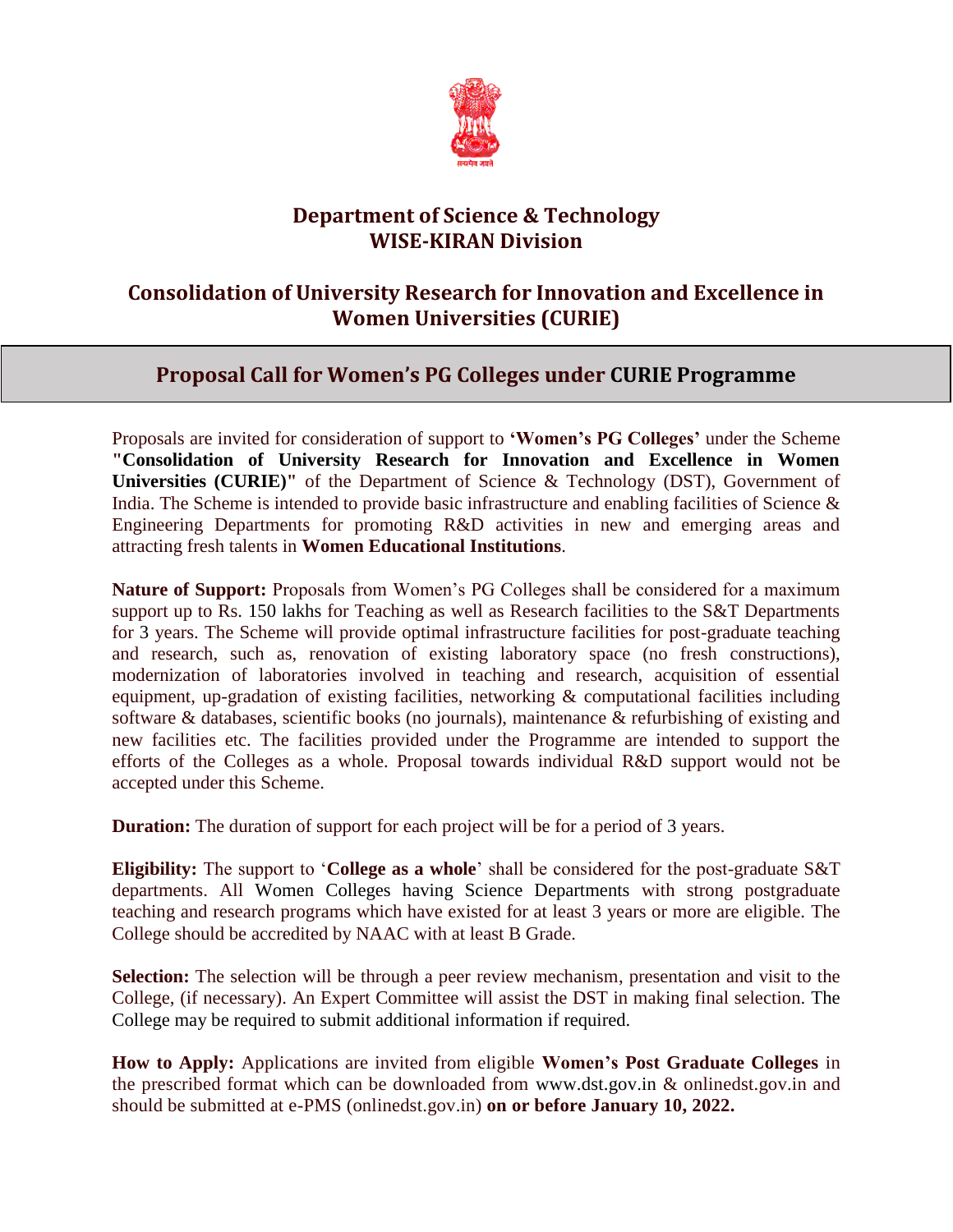# Department of Science & Technology
# WISE-KIRAN Division

## Consolidation of University Research for Innovation and Excellence in Women Universities (CURIE)

## Proposal Call for Women's PG Colleges under CURIE Programme

Proposals are invited for consideration of support to **'Women's PG Colleges'** under the Scheme **"Consolidation of University Research for Innovation and Excellence in Women Universities (CURIE)"** of the Department of Science & Technology (DST), Government of India. The Scheme is intended to provide basic infrastructure and enabling facilities of Science & Engineering Departments for promoting R&D activities in new and emerging areas and attracting fresh talents in **Women Educational Institutions**.

**Nature of Support:** Proposals from Women's PG Colleges shall be considered for a maximum support up to Rs. 150 lakhs for Teaching as well as Research facilities to the S&T Departments for 3 years. The Scheme will provide optimal infrastructure facilities for post-graduate teaching and research, such as, renovation of existing laboratory space (no fresh constructions), modernization of laboratories involved in teaching and research, acquisition of essential equipment, up-gradation of existing facilities, networking & computational facilities including software & databases, scientific books (no journals), maintenance & refurbishing of existing and new facilities etc. The facilities provided under the Programme are intended to support the efforts of the Colleges as a whole. Proposal towards individual R&D support would not be accepted under this Scheme.

**Duration:** The duration of support for each project will be for a period of 3 years.

**Eligibility:** The support to '**College as a whole**' shall be considered for the post-graduate S&T departments. All Women Colleges having Science Departments with strong postgraduate teaching and research programs which have existed for at least 3 years or more are eligible. The College should be accredited by NAAC with at least B Grade.

**Selection:** The selection will be through a peer review mechanism, presentation and visit to the College, (if necessary). An Expert Committee will assist the DST in making final selection. The College may be required to submit additional information if required.

**How to Apply:** Applications are invited from eligible **Women's Post Graduate Colleges** in the prescribed format which can be downloaded from www.dst.gov.in & onlinedst.gov.in and should be submitted at e-PMS (onlinedst.gov.in) **on or before January 10, 2022.**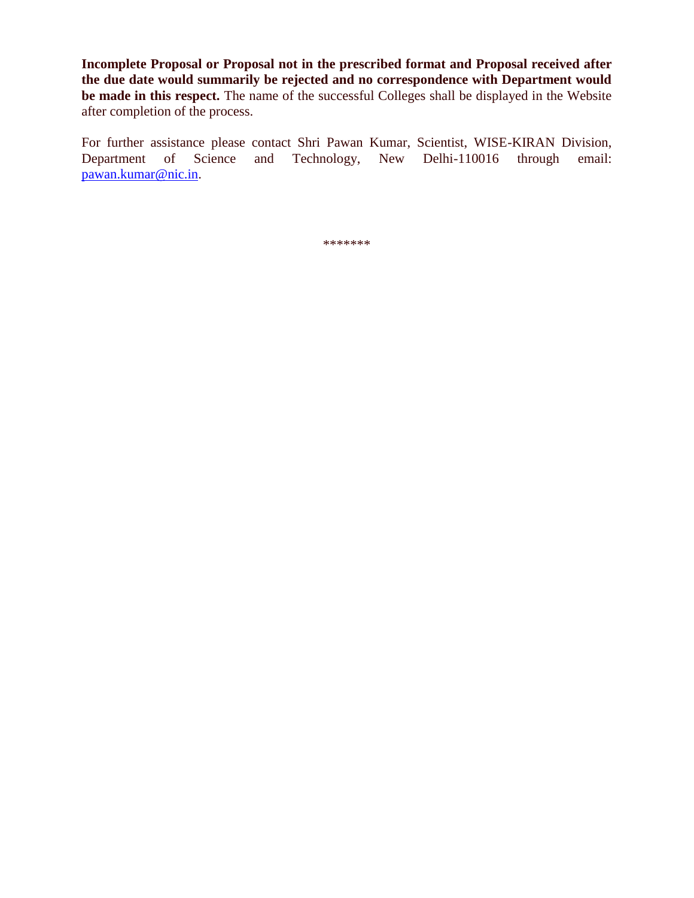**Incomplete Proposal or Proposal not in the prescribed format and Proposal received after the due date would summarily be rejected and no correspondence with Department would be made in this respect.** The name of the successful Colleges shall be displayed in the Website after completion of the process.

For further assistance please contact Shri Pawan Kumar, Scientist, WISE-KIRAN Division, Department of Science and Technology, New Delhi-110016 through email: pawan.kumar@nic.in.

*******